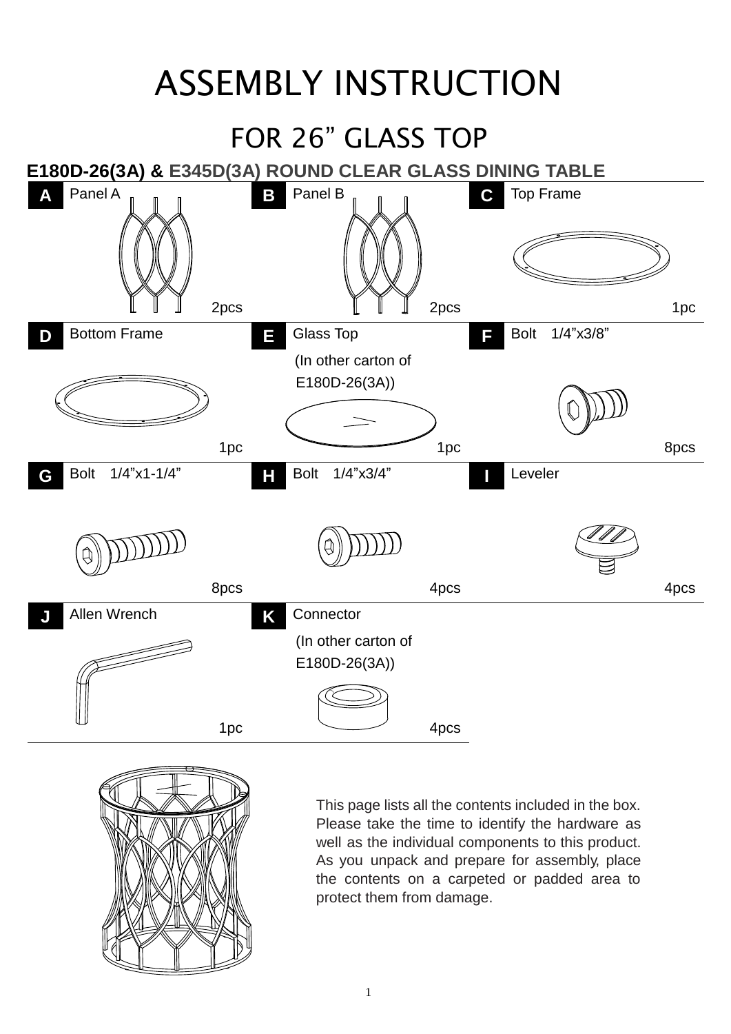# ASSEMBLY INSTRUCTION

## FOR 26" GLASS TOP

### E180D-26(3A) & E345D(3A) ROUND CLEAR GLASS DINING TABLE

| Part | Description | Qty |
|---|---|---|
| A | Panel A | 2pcs |
| B | Panel B | 2pcs |
| C | Top Frame | 1pc |
| D | Bottom Frame | 1pc |
| E | Glass Top (In other carton of E180D-26(3A)) | 1pc |
| F | Bolt 1/4"x3/8" | 8pcs |
| G | Bolt 1/4"x1-1/4" | 8pcs |
| H | Bolt 1/4"x3/4" | 4pcs |
| I | Leveler | 4pcs |
| J | Allen Wrench | 1pc |
| K | Connector (In other carton of E180D-26(3A)) | 4pcs |

This page lists all the contents included in the box. Please take the time to identify the hardware as well as the individual components to this product. As you unpack and prepare for assembly, place the contents on a carpeted or padded area to protect them from damage.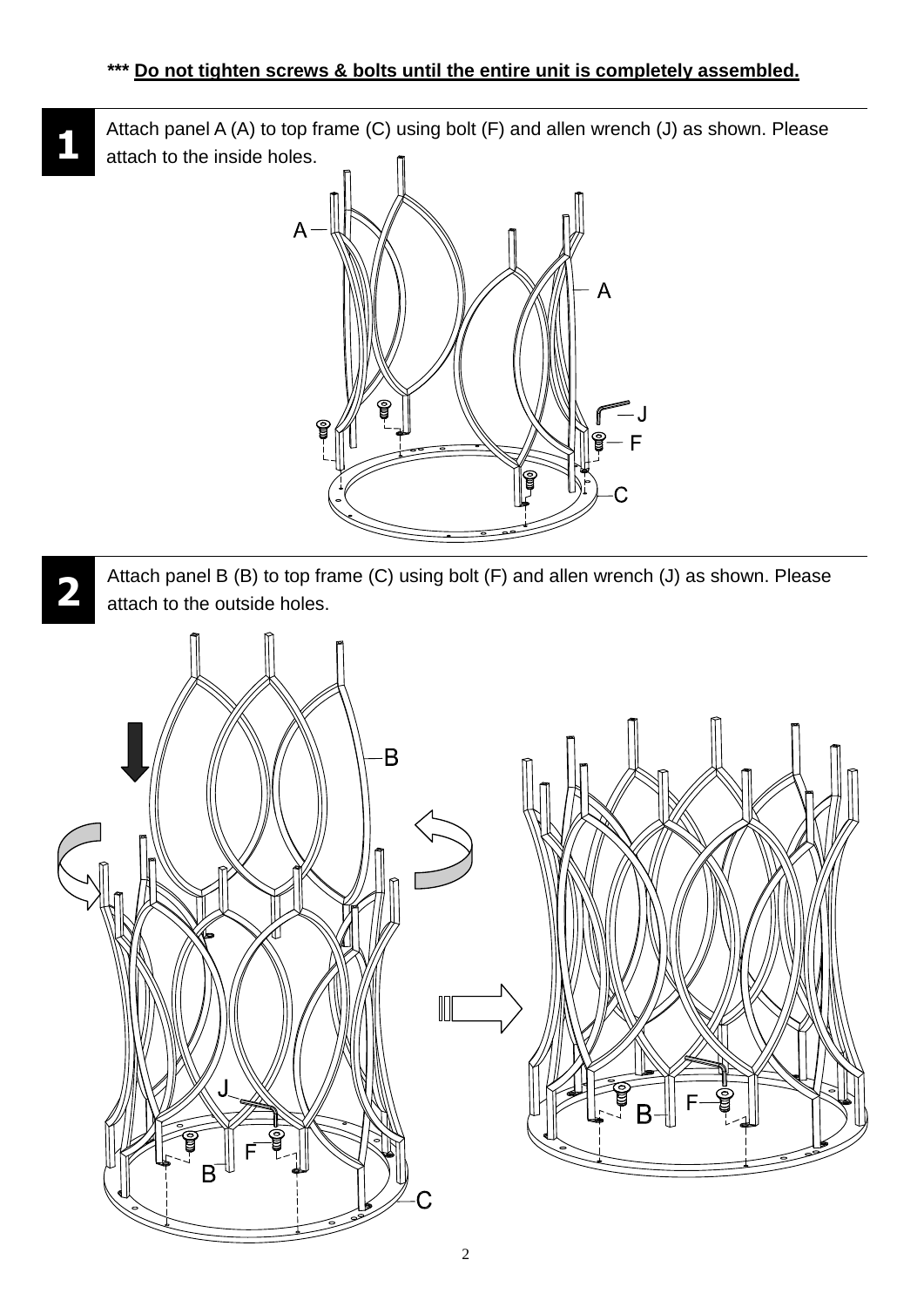*** **Do not tighten screws & bolts until the entire unit is completely assembled.**

**1** Attach panel A (A) to top frame (C) using bolt (F) and allen wrench (J) as shown. Please attach to the inside holes.

**2** Attach panel B (B) to top frame (C) using bolt (F) and allen wrench (J) as shown. Please attach to the outside holes.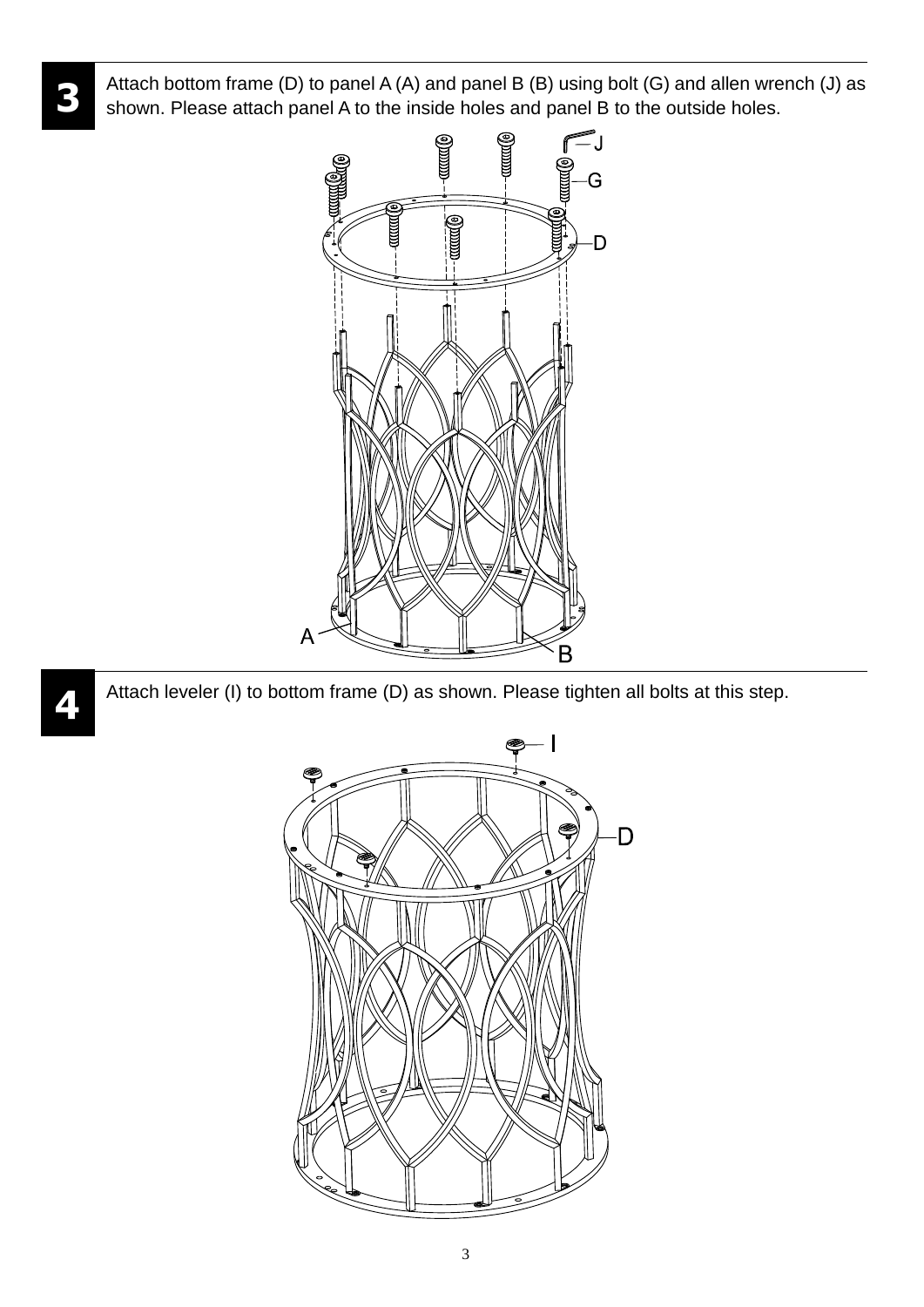**3** Attach bottom frame (D) to panel A (A) and panel B (B) using bolt (G) and allen wrench (J) as shown. Please attach panel A to the inside holes and panel B to the outside holes.

**4** Attach leveler (I) to bottom frame (D) as shown. Please tighten all bolts at this step.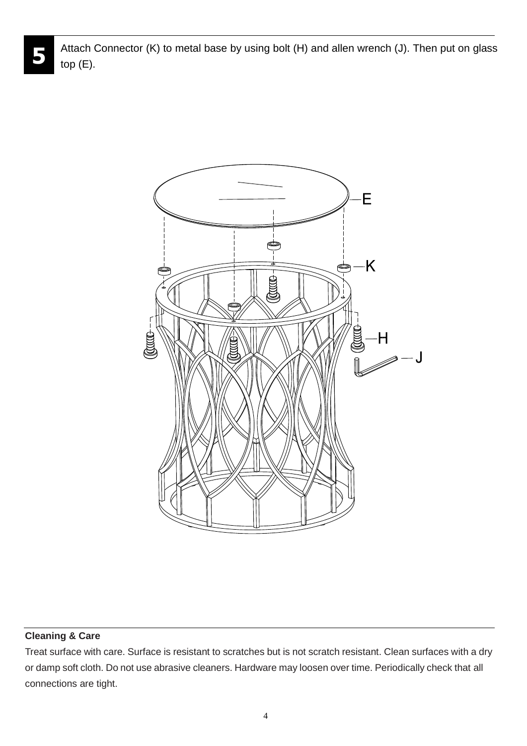**5** Attach Connector (K) to metal base by using bolt (H) and allen wrench (J). Then put on glass top (E).

E

K

H

J

**Cleaning & Care**

Treat surface with care. Surface is resistant to scratches but is not scratch resistant. Clean surfaces with a dry or damp soft cloth. Do not use abrasive cleaners. Hardware may loosen over time. Periodically check that all connections are tight.